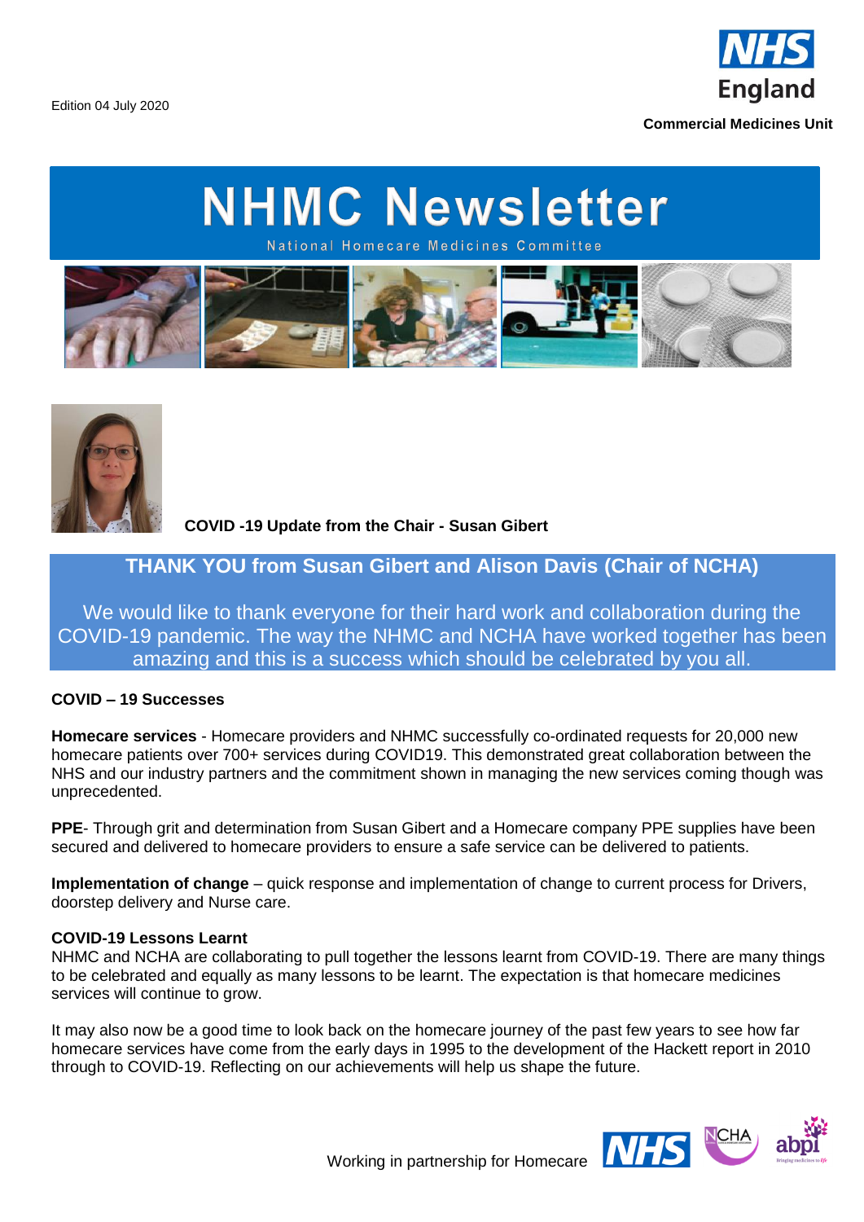Edition 04 July 2020

NHS England

Commercial Medicines Unit

# NHMC Newsletter

National Homecare Medicines Committee

**COVID -19 Update from the Chair - Susan Gibert**

## THANK YOU from Susan Gibert and Alison Davis (Chair of NCHA)

We would like to thank everyone for their hard work and collaboration during the COVID-19 pandemic. The way the NHMC and NCHA have worked together has been amazing and this is a success which should be celebrated by you all.

**COVID – 19 Successes**

**Homecare services** - Homecare providers and NHMC successfully co-ordinated requests for 20,000 new homecare patients over 700+ services during COVID19. This demonstrated great collaboration between the NHS and our industry partners and the commitment shown in managing the new services coming though was unprecedented.

**PPE**- Through grit and determination from Susan Gibert and a Homecare company PPE supplies have been secured and delivered to homecare providers to ensure a safe service can be delivered to patients.

**Implementation of change** – quick response and implementation of change to current process for Drivers, doorstep delivery and Nurse care.

**COVID-19 Lessons Learnt**

NHMC and NCHA are collaborating to pull together the lessons learnt from COVID-19. There are many things to be celebrated and equally as many lessons to be learnt. The expectation is that homecare medicines services will continue to grow.

It may also now be a good time to look back on the homecare journey of the past few years to see how far homecare services have come from the early days in 1995 to the development of the Hackett report in 2010 through to COVID-19. Reflecting on our achievements will help us shape the future.

Working in partnership for Homecare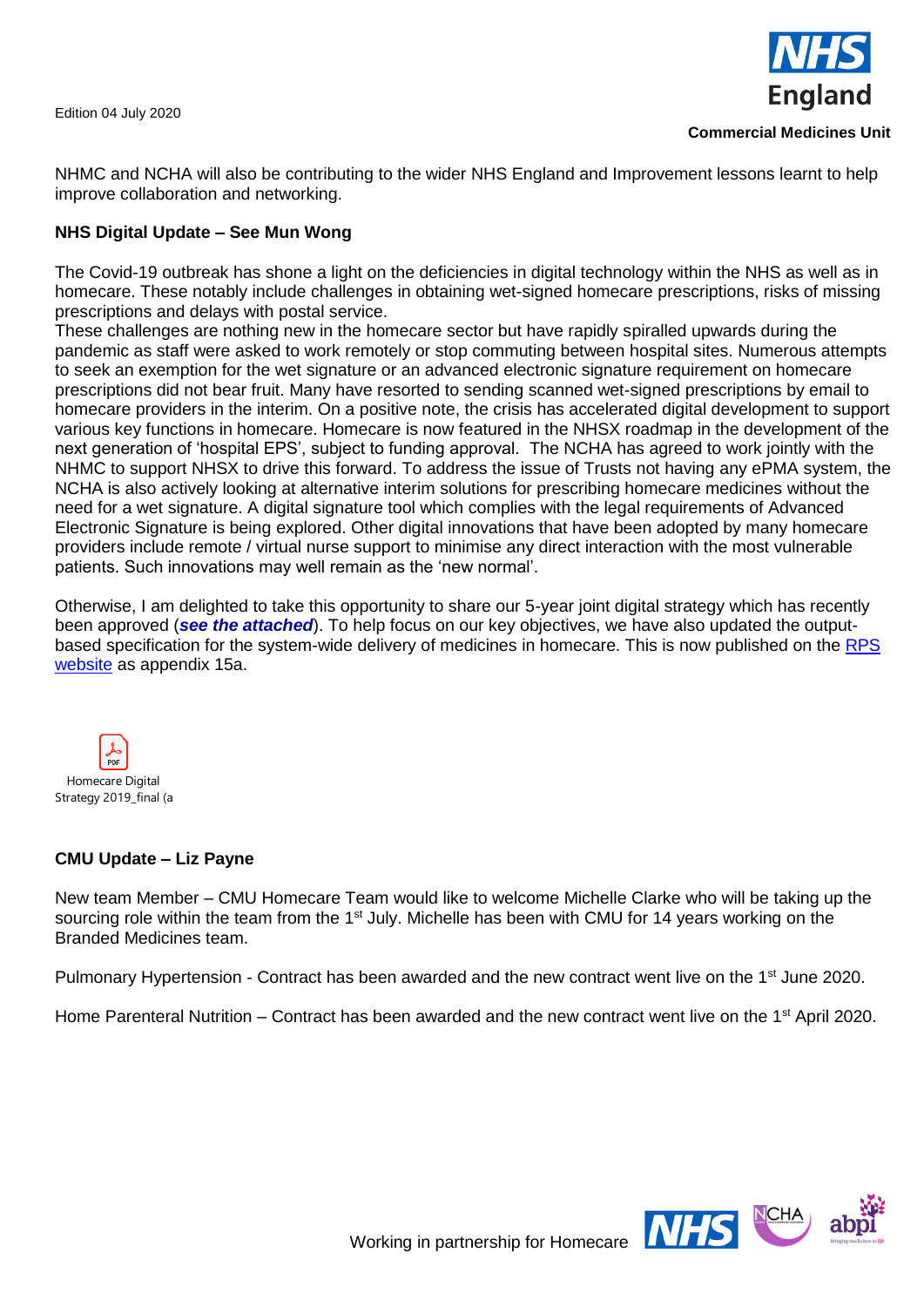NHMC and NCHA will also be contributing to the wider NHS England and Improvement lessons learnt to help improve collaboration and networking.

**NHS Digital Update – See Mun Wong**

The Covid-19 outbreak has shone a light on the deficiencies in digital technology within the NHS as well as in homecare. These notably include challenges in obtaining wet-signed homecare prescriptions, risks of missing prescriptions and delays with postal service.
These challenges are nothing new in the homecare sector but have rapidly spiralled upwards during the pandemic as staff were asked to work remotely or stop commuting between hospital sites. Numerous attempts to seek an exemption for the wet signature or an advanced electronic signature requirement on homecare prescriptions did not bear fruit. Many have resorted to sending scanned wet-signed prescriptions by email to homecare providers in the interim. On a positive note, the crisis has accelerated digital development to support various key functions in homecare. Homecare is now featured in the NHSX roadmap in the development of the next generation of 'hospital EPS', subject to funding approval. The NCHA has agreed to work jointly with the NHMC to support NHSX to drive this forward. To address the issue of Trusts not having any ePMA system, the NCHA is also actively looking at alternative interim solutions for prescribing homecare medicines without the need for a wet signature. A digital signature tool which complies with the legal requirements of Advanced Electronic Signature is being explored. Other digital innovations that have been adopted by many homecare providers include remote / virtual nurse support to minimise any direct interaction with the most vulnerable patients. Such innovations may well remain as the 'new normal'.

Otherwise, I am delighted to take this opportunity to share our 5-year joint digital strategy which has recently been approved (***see the attached***). To help focus on our key objectives, we have also updated the output-based specification for the system-wide delivery of medicines in homecare. This is now published on the RPS website as appendix 15a.

Homecare Digital Strategy 2019_final (a

**CMU Update – Liz Payne**

New team Member – CMU Homecare Team would like to welcome Michelle Clarke who will be taking up the sourcing role within the team from the 1st July. Michelle has been with CMU for 14 years working on the Branded Medicines team.

Pulmonary Hypertension - Contract has been awarded and the new contract went live on the 1st June 2020.

Home Parenteral Nutrition – Contract has been awarded and the new contract went live on the 1st April 2020.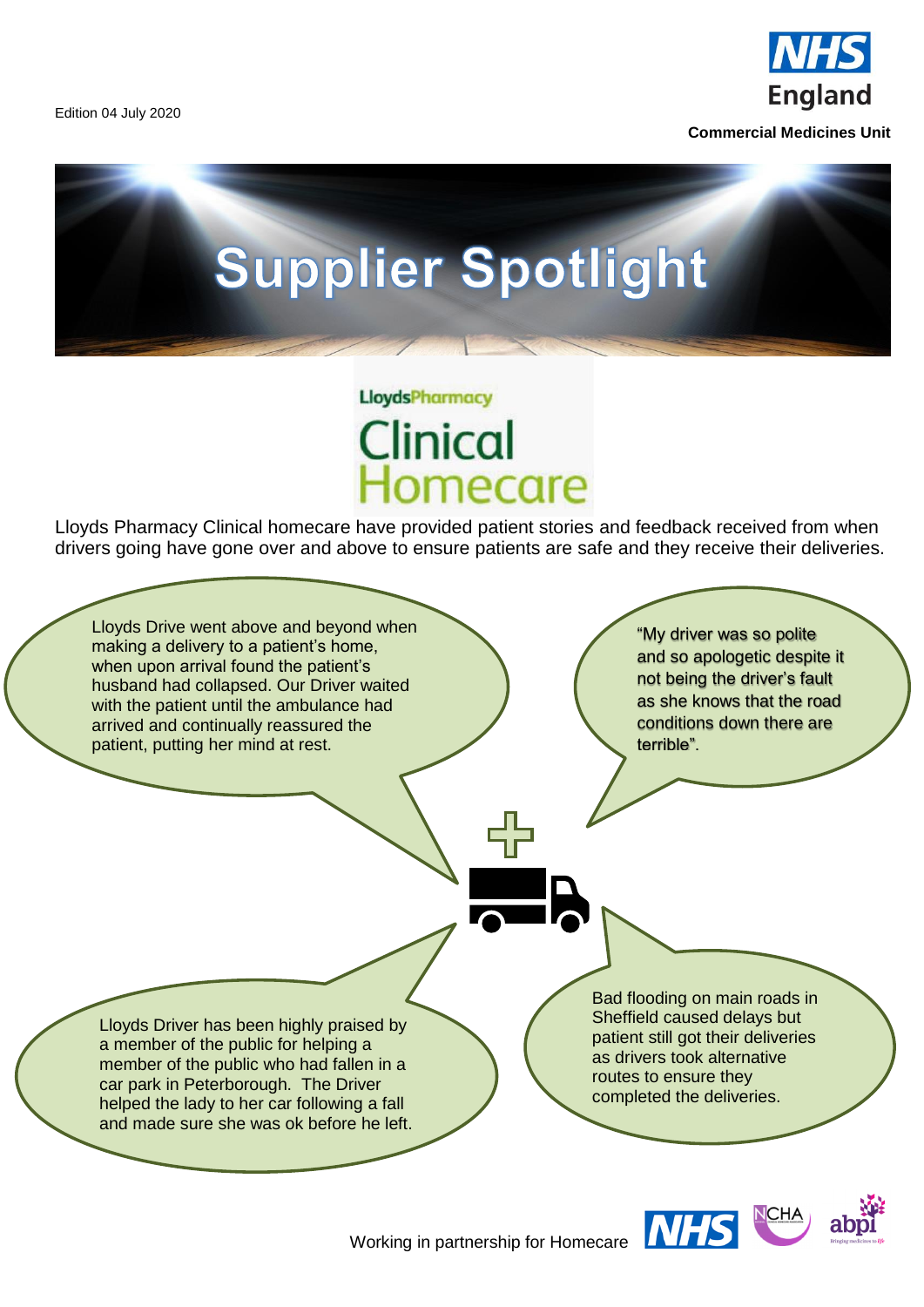Edition 04 July 2020

**NHS England**

**Commercial Medicines Unit**

# Supplier Spotlight

## LloydsPharmacy Clinical Homecare

Lloyds Pharmacy Clinical homecare have provided patient stories and feedback received from when drivers going have gone over and above to ensure patients are safe and they receive their deliveries.

Lloyds Drive went above and beyond when making a delivery to a patient's home, when upon arrival found the patient's husband had collapsed. Our Driver waited with the patient until the ambulance had arrived and continually reassured the patient, putting her mind at rest.

"My driver was so polite and so apologetic despite it not being the driver's fault as she knows that the road conditions down there are terrible".

Lloyds Driver has been highly praised by a member of the public for helping a member of the public who had fallen in a car park in Peterborough. The Driver helped the lady to her car following a fall and made sure she was ok before he left.

Bad flooding on main roads in Sheffield caused delays but patient still got their deliveries as drivers took alternative routes to ensure they completed the deliveries.

Working in partnership for Homecare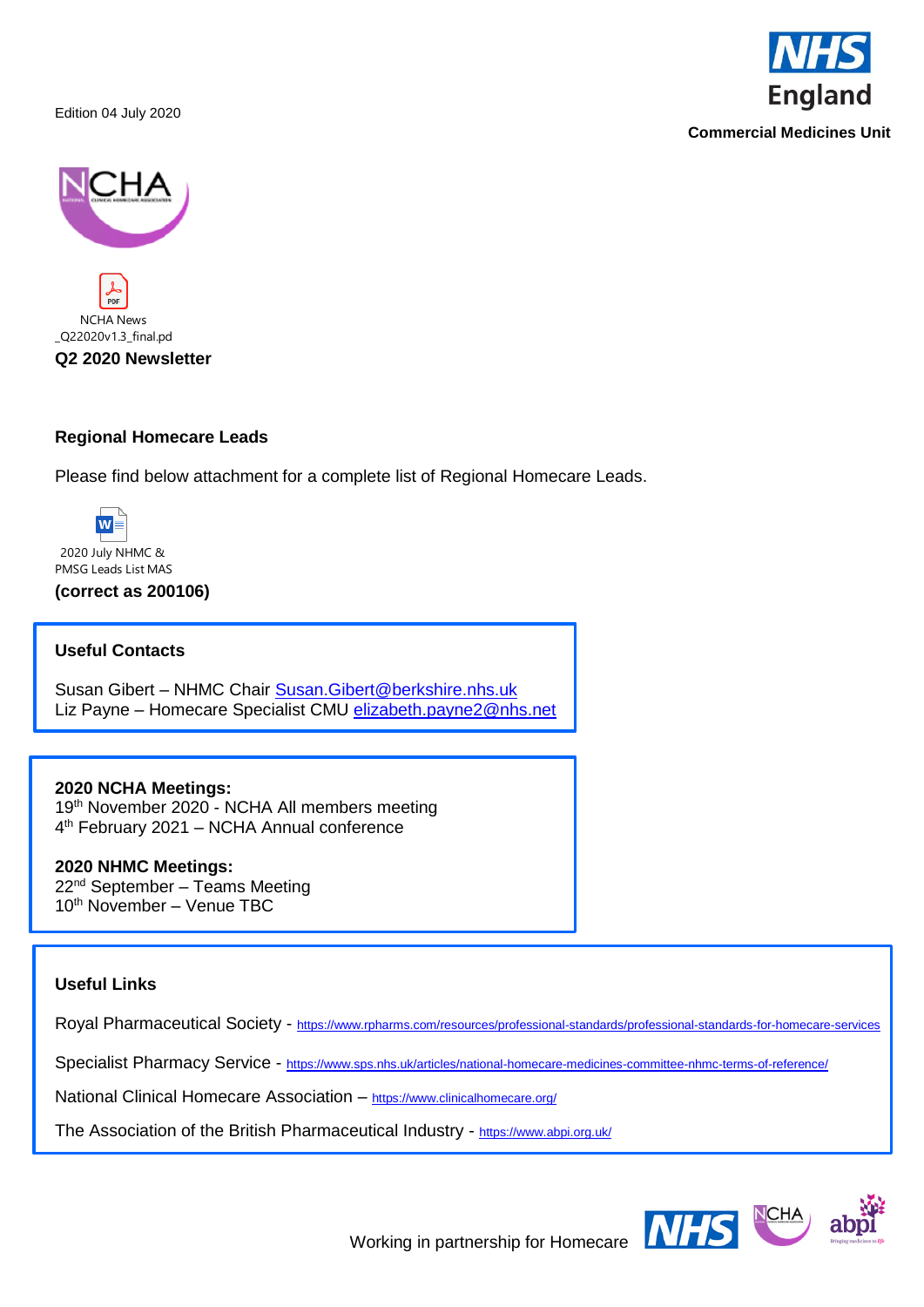Edition 04 July 2020

NHS England

**Commercial Medicines Unit**

NCHA News
_Q22020v1.3_final.pd

**Q2 2020 Newsletter**

**Regional Homecare Leads**

Please find below attachment for a complete list of Regional Homecare Leads.

2020 July NHMC & PMSG Leads List MAS

**(correct as 200106)**

**Useful Contacts**

Susan Gibert – NHMC Chair Susan.Gibert@berkshire.nhs.uk
Liz Payne – Homecare Specialist CMU elizabeth.payne2@nhs.net

**2020 NCHA Meetings:**
19th November 2020 - NCHA All members meeting
4th February 2021 – NCHA Annual conference

**2020 NHMC Meetings:**
22nd September – Teams Meeting
10th November – Venue TBC

**Useful Links**

Royal Pharmaceutical Society - https://www.rpharms.com/resources/professional-standards/professional-standards-for-homecare-services

Specialist Pharmacy Service - https://www.sps.nhs.uk/articles/national-homecare-medicines-committee-nhmc-terms-of-reference/

National Clinical Homecare Association – https://www.clinicalhomecare.org/

The Association of the British Pharmaceutical Industry - https://www.abpi.org.uk/

Working in partnership for Homecare